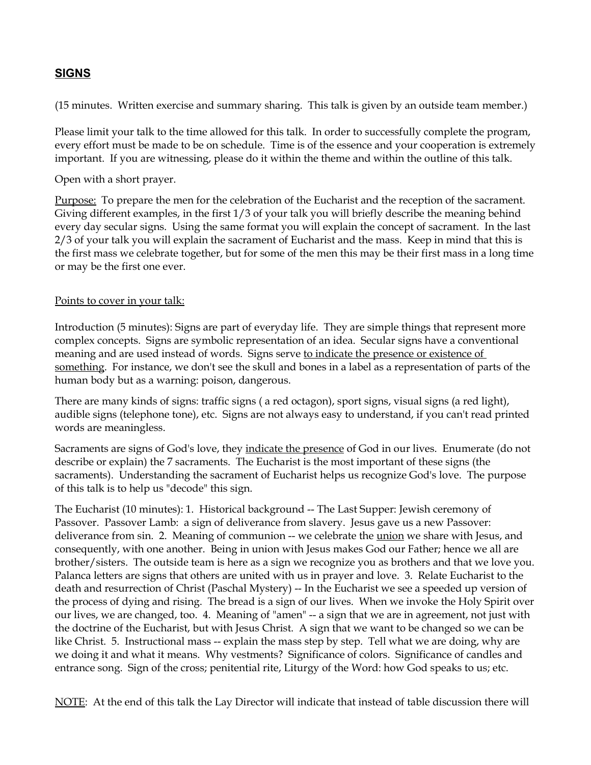## <u>SIGNS</u>

(15 minutes. Written exercise and summary sharing. This talk is given by an outside team member.)

Please limit your talk to the time allowed for this talk. In order to successfully complete the program, every effort must be made to be on schedule. Time is of the essence and your cooperation is extremely important. If you are witnessing, please do it within the theme and within the outline of this talk.

Open with a short prayer.

<u>Purpose:</u> To prepare the men for the celebration of the Eucharist and the reception of the sacrament. Giving different examples, in the first 1/3 of your talk you will briefly describe the meaning behind every day secular signs. Using the same format you will explain the concept of sacrament. In the last 2/3 of your talk you will explain the sacrament of Eucharist and the mass. Keep in mind that this is the first mass we celebrate together, but for some of the men this may be their first mass in a long time or may be the first one ever.

<u>Points to cover in your talk:</u>

Introduction (5 minutes): Signs are part of everyday life. They are simple things that represent more complex concepts. Signs are symbolic representation of an idea. Secular signs have a conventional meaning and are used instead of words. Signs serve <u>to indicate the presence or existence of something</u>. For instance, we don't see the skull and bones in a label as a representation of parts of the human body but as a warning: poison, dangerous.

There are many kinds of signs: traffic signs ( a red octagon), sport signs, visual signs (a red light), audible signs (telephone tone), etc. Signs are not always easy to understand, if you can't read printed words are meaningless.

Sacraments are signs of God's love, they <u>indicate the presence</u> of God in our lives. Enumerate (do not describe or explain) the 7 sacraments. The Eucharist is the most important of these signs (the sacraments). Understanding the sacrament of Eucharist helps us recognize God's love. The purpose of this talk is to help us "decode" this sign.

The Eucharist (10 minutes): 1. Historical background -- The Last Supper: Jewish ceremony of Passover. Passover Lamb: a sign of deliverance from slavery. Jesus gave us a new Passover: deliverance from sin. 2. Meaning of communion -- we celebrate the <u>union</u> we share with Jesus, and consequently, with one another. Being in union with Jesus makes God our Father; hence we all are brother/sisters. The outside team is here as a sign we recognize you as brothers and that we love you. Palanca letters are signs that others are united with us in prayer and love. 3. Relate Eucharist to the death and resurrection of Christ (Paschal Mystery) -- In the Eucharist we see a speeded up version of the process of dying and rising. The bread is a sign of our lives. When we invoke the Holy Spirit over our lives, we are changed, too. 4. Meaning of "amen" -- a sign that we are in agreement, not just with the doctrine of the Eucharist, but with Jesus Christ. A sign that we want to be changed so we can be like Christ. 5. Instructional mass -- explain the mass step by step. Tell what we are doing, why are we doing it and what it means. Why vestments? Significance of colors. Significance of candles and entrance song. Sign of the cross; penitential rite, Liturgy of the Word: how God speaks to us; etc.

<u>NOTE</u>: At the end of this talk the Lay Director will indicate that instead of table discussion there will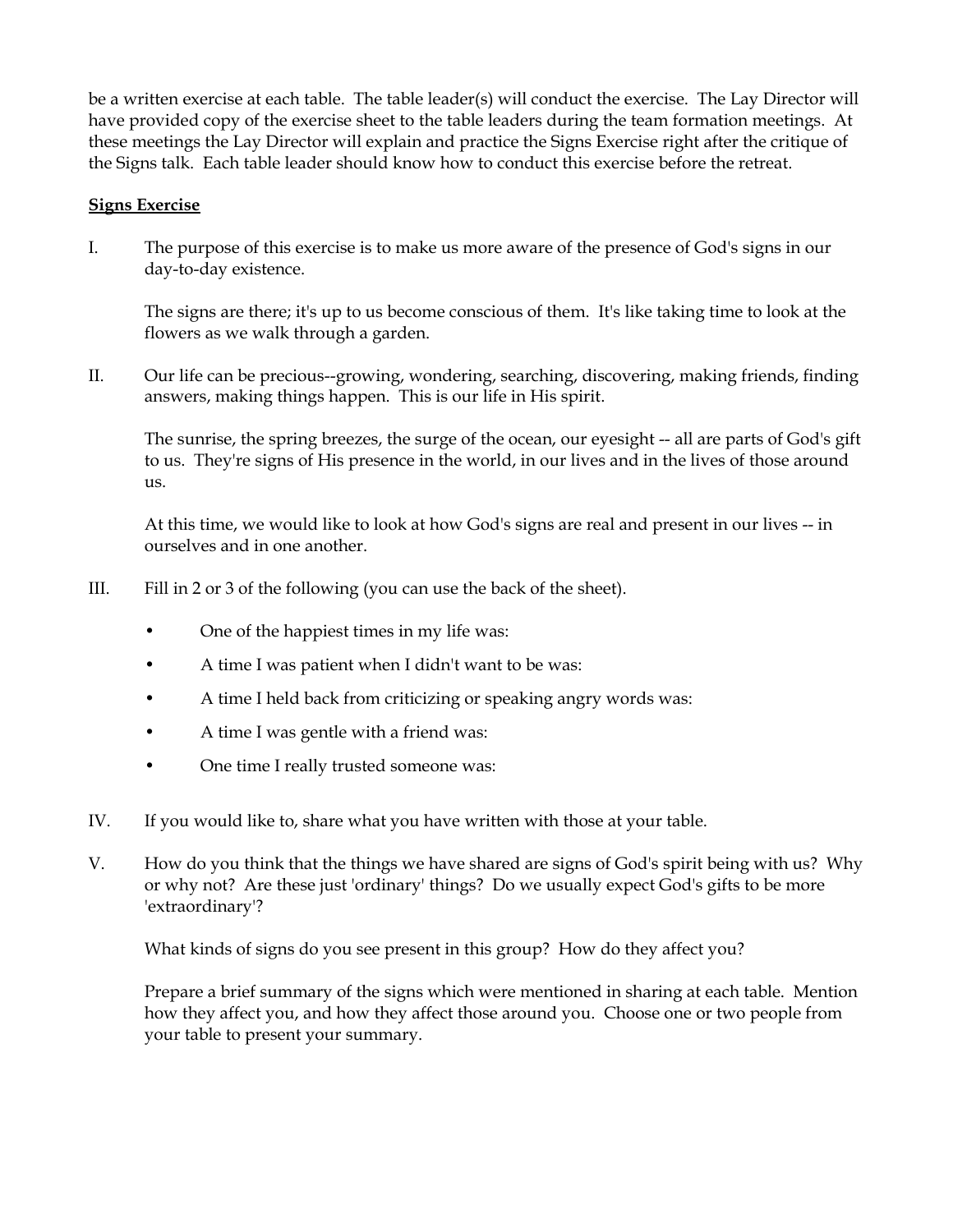be a written exercise at each table. The table leader(s) will conduct the exercise. The Lay Director will have provided copy of the exercise sheet to the table leaders during the team formation meetings. At these meetings the Lay Director will explain and practice the Signs Exercise right after the critique of the Signs talk. Each table leader should know how to conduct this exercise before the retreat.

**<u>Signs Exercise</u>**

I. The purpose of this exercise is to make us more aware of the presence of God's signs in our day-to-day existence.

   The signs are there; it's up to us become conscious of them. It's like taking time to look at the flowers as we walk through a garden.

II. Our life can be precious--growing, wondering, searching, discovering, making friends, finding answers, making things happen. This is our life in His spirit.

   The sunrise, the spring breezes, the surge of the ocean, our eyesight -- all are parts of God's gift to us. They're signs of His presence in the world, in our lives and in the lives of those around us.

   At this time, we would like to look at how God's signs are real and present in our lives -- in ourselves and in one another.

III. Fill in 2 or 3 of the following (you can use the back of the sheet).

   - One of the happiest times in my life was:
   - A time I was patient when I didn't want to be was:
   - A time I held back from criticizing or speaking angry words was:
   - A time I was gentle with a friend was:
   - One time I really trusted someone was:

IV. If you would like to, share what you have written with those at your table.

V. How do you think that the things we have shared are signs of God's spirit being with us? Why or why not? Are these just 'ordinary' things? Do we usually expect God's gifts to be more 'extraordinary'?

   What kinds of signs do you see present in this group? How do they affect you?

   Prepare a brief summary of the signs which were mentioned in sharing at each table. Mention how they affect you, and how they affect those around you. Choose one or two people from your table to present your summary.